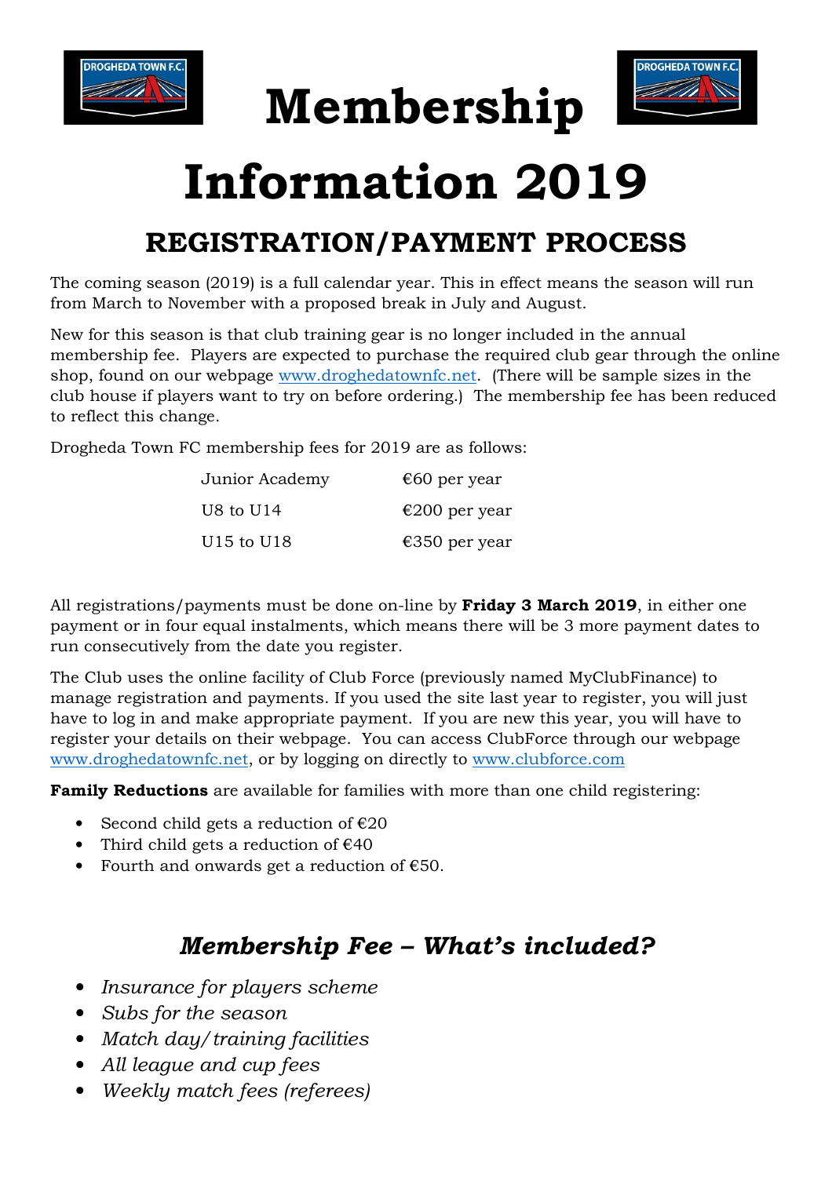# Membership Information 2019

## REGISTRATION/PAYMENT PROCESS

The coming season (2019) is a full calendar year. This in effect means the season will run from March to November with a proposed break in July and August.

New for this season is that club training gear is no longer included in the annual membership fee. Players are expected to purchase the required club gear through the online shop, found on our webpage [www.droghedatownfc.net](http://www.droghedatownfc.net). (There will be sample sizes in the club house if players want to try on before ordering.) The membership fee has been reduced to reflect this change.

Drogheda Town FC membership fees for 2019 are as follows:

| | |
|---|---|
| Junior Academy | €60 per year |
| U8 to U14 | €200 per year |
| U15 to U18 | €350 per year |

All registrations/payments must be done on-line by **Friday 3 March 2019**, in either one payment or in four equal instalments, which means there will be 3 more payment dates to run consecutively from the date you register.

The Club uses the online facility of Club Force (previously named MyClubFinance) to manage registration and payments. If you used the site last year to register, you will just have to log in and make appropriate payment. If you are new this year, you will have to register your details on their webpage. You can access ClubForce through our webpage [www.droghedatownfc.net](http://www.droghedatownfc.net), or by logging on directly to [www.clubforce.com](http://www.clubforce.com)

**Family Reductions** are available for families with more than one child registering:

- Second child gets a reduction of €20
- Third child gets a reduction of €40
- Fourth and onwards get a reduction of €50.

## *Membership Fee – What's included?*

- *Insurance for players scheme*
- *Subs for the season*
- *Match day/training facilities*
- *All league and cup fees*
- *Weekly match fees (referees)*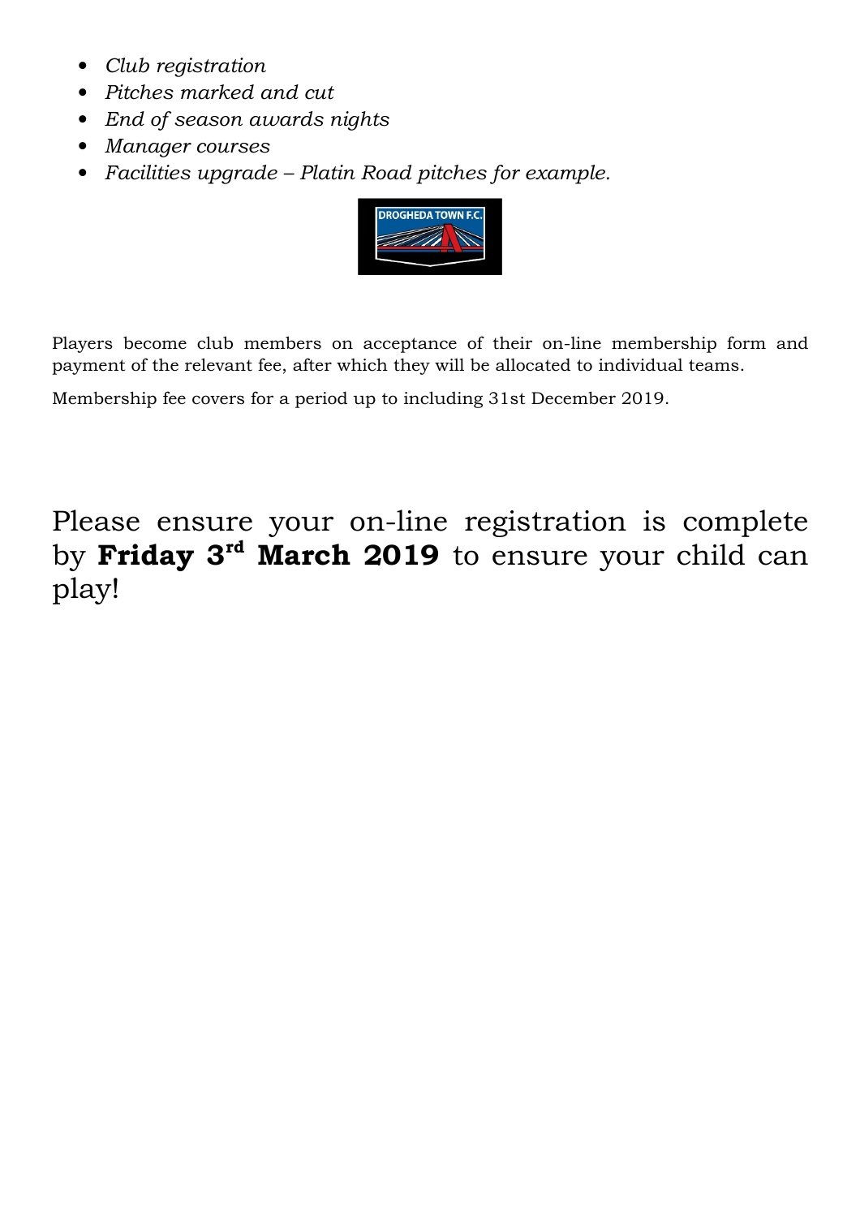- *Club registration*
- *Pitches marked and cut*
- *End of season awards nights*
- *Manager courses*
- *Facilities upgrade – Platin Road pitches for example.*

Players become club members on acceptance of their on-line membership form and payment of the relevant fee, after which they will be allocated to individual teams.

Membership fee covers for a period up to including 31st December 2019.

Please ensure your on-line registration is complete by **Friday 3rd March 2019** to ensure your child can play!